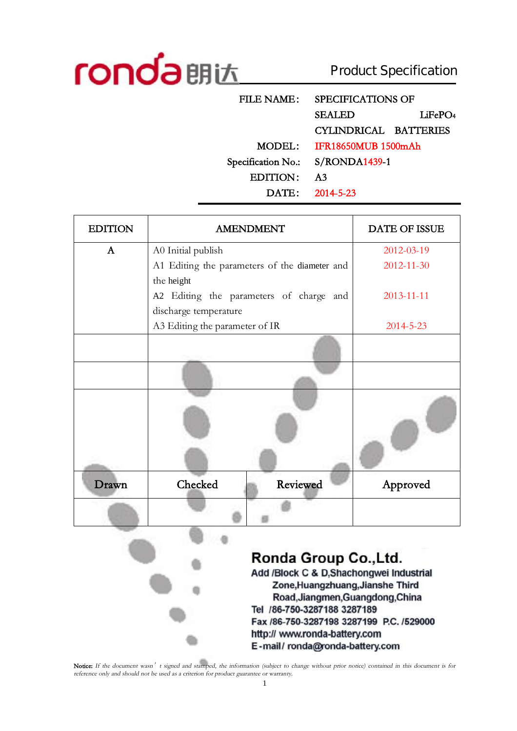ronda 朗达

# Product Specification

| | |
|---|---|
| FILE NAME: | SPECIFICATIONS OF SEALED LiFePO4 CYLINDRICAL BATTERIES |
| MODEL: | IFR18650MUB 1500mAh |
| Specification No.: | S/RONDA1439-1 |
| EDITION: | A3 |
| DATE: | 2014-5-23 |

| EDITION | AMENDMENT | DATE OF ISSUE |
|---|---|---|
| A | A0 Initial publish<br>A1 Editing the parameters of the diameter and the height<br>A2 Editing the parameters of charge and discharge temperature<br>A3 Editing the parameter of IR | 2012-03-19<br>2012-11-30<br>2013-11-11<br>2014-5-23 |
| | | |
| | | |
| | | |

| Drawn | Checked | Reviewed | Approved |
|---|---|---|---|
| | | | |

**Ronda Group Co.,Ltd.**

Add /Block C & D,Shachongwei Industrial Zone,Huangzhuang,Jianshe Third Road,Jiangmen,Guangdong,China

Tel /86-750-3287188 3287189

Fax /86-750-3287198 3287199 P.C. /529000

http:// www.ronda-battery.com

E-mail/ ronda@ronda-battery.com

**Notice:** *If the document wasn't signed and stamped, the information (subject to change without prior notice) contained in this document is for reference only and should not be used as a criterion for product guarantee or warranty.*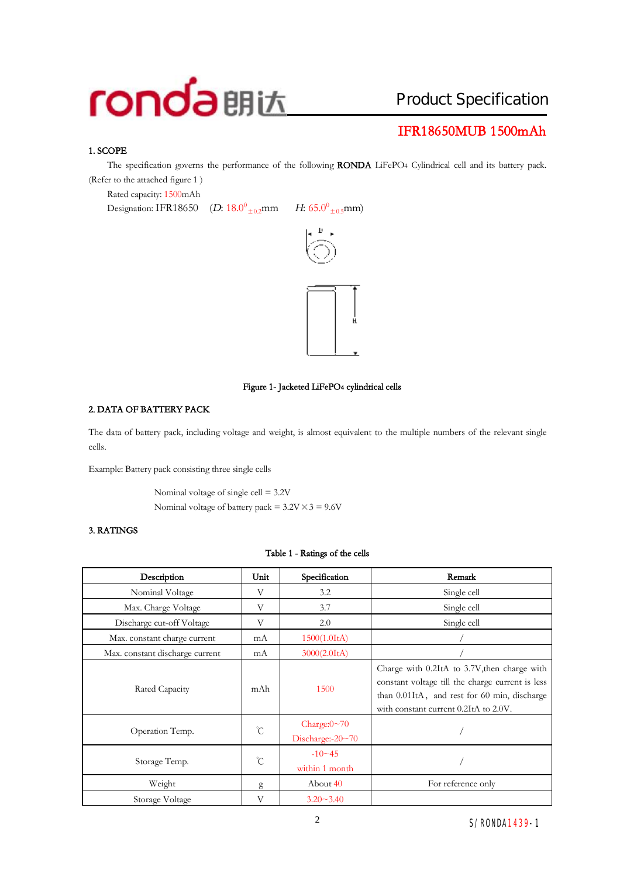## Product Specification

## IFR18650MUB 1500mAh

### 1. SCOPE

The specification governs the performance of the following **RONDA** $LiFePO_4$ Cylindrical cell and its battery pack. (Refer to the attached figure 1 )

Rated capacity: 1500mAh

Designation: IFR18650 ($D$: $18.0^{0}_{\pm 0.2}$mm $H$: $65.0^{0}_{\pm 0.5}$mm)

Figure 1- Jacketed $LiFePO_4$ cylindrical cells

### 2. DATA OF BATTERY PACK

The data of battery pack, including voltage and weight, is almost equivalent to the multiple numbers of the relevant single cells.

Example: Battery pack consisting three single cells

Nominal voltage of single cell = 3.2V

Nominal voltage of battery pack = 3.2V×3 = 9.6V

### 3. RATINGS

Table 1 - Ratings of the cells

| Description | Unit | Specification | Remark |
|---|---|---|---|
| Nominal Voltage | V | 3.2 | Single cell |
| Max. Charge Voltage | V | 3.7 | Single cell |
| Discharge cut-off Voltage | V | 2.0 | Single cell |
| Max. constant charge current | mA | 1500(1.0ItA) | / |
| Max. constant discharge current | mA | 3000(2.0ItA) | / |
| Rated Capacity | mAh | 1500 | Charge with 0.2ItA to 3.7V,then charge with constant voltage till the charge current is less than 0.01ItA, and rest for 60 min, discharge with constant current 0.2ItA to 2.0V. |
| Operation Temp. | ℃ | Charge:0~70<br>Discharge:-20~70 | / |
| Storage Temp. | ℃ | -10~45<br>within 1 month | / |
| Weight | g | About 40 | For reference only |
| Storage Voltage | V | 3.20~3.40 | |

S/RONDA1439-1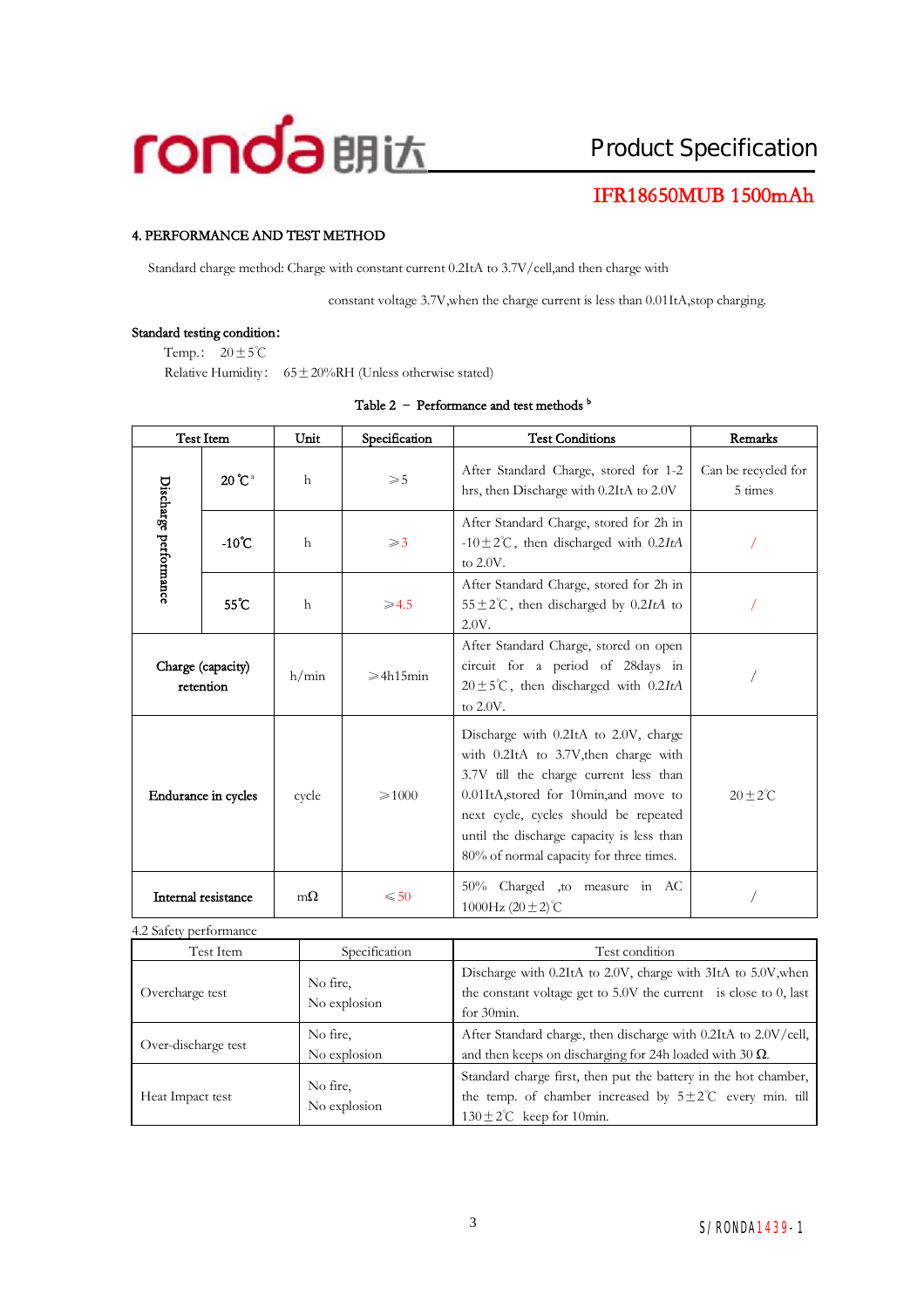## 4. PERFORMANCE AND TEST METHOD

Standard charge method: Charge with constant current 0.2ItA to 3.7V/cell,and then charge with constant voltage 3.7V,when the charge current is less than 0.01ItA,stop charging.

**Standard testing condition:**

Temp.: 20±5℃

Relative Humidity: 65±20%RH (Unless otherwise stated)

Table 2 – Performance and test methods [b]

| Test Item | | Unit | Specification | Test Conditions | Remarks |
|---|---|---|---|---|---|
| Discharge performance | 20℃[a] | h | ≥5 | After Standard Charge, stored for 1-2 hrs, then Discharge with 0.2ItA to 2.0V | Can be recycled for 5 times |
| | -10℃ | h | ≥3 | After Standard Charge, stored for 2h in -10±2℃, then discharged with 0.2*ItA* to 2.0V. | / |
| | 55℃ | h | ≥4.5 | After Standard Charge, stored for 2h in 55±2℃, then discharged by 0.2*ItA* to 2.0V. | / |
| Charge (capacity) retention | | h/min | ≥4h15min | After Standard Charge, stored on open circuit for a period of 28days in 20±5℃, then discharged with 0.2*ItA* to 2.0V. | / |
| Endurance in cycles | | cycle | ≥1000 | Discharge with 0.2ItA to 2.0V, charge with 0.2ItA to 3.7V,then charge with 3.7V till the charge current less than 0.01ItA,stored for 10min,and move to next cycle, cycles should be repeated until the discharge capacity is less than 80% of normal capacity for three times. | 20±2℃ |
| Internal resistance | | mΩ | ≤50 | 50% Charged ,to measure in AC 1000Hz (20±2)℃ | / |

4.2 Safety performance

| Test Item | Specification | Test condition |
|---|---|---|
| Overcharge test | No fire, No explosion | Discharge with 0.2ItA to 2.0V, charge with 3ItA to 5.0V,when the constant voltage get to 5.0V the current is close to 0, last for 30min. |
| Over-discharge test | No fire, No explosion | After Standard charge, then discharge with 0.2ItA to 2.0V/cell, and then keeps on discharging for 24h loaded with 30 Ω. |
| Heat Impact test | No fire, No explosion | Standard charge first, then put the battery in the hot chamber, the temp. of chamber increased by 5±2℃ every min. till 130±2℃ keep for 10min. |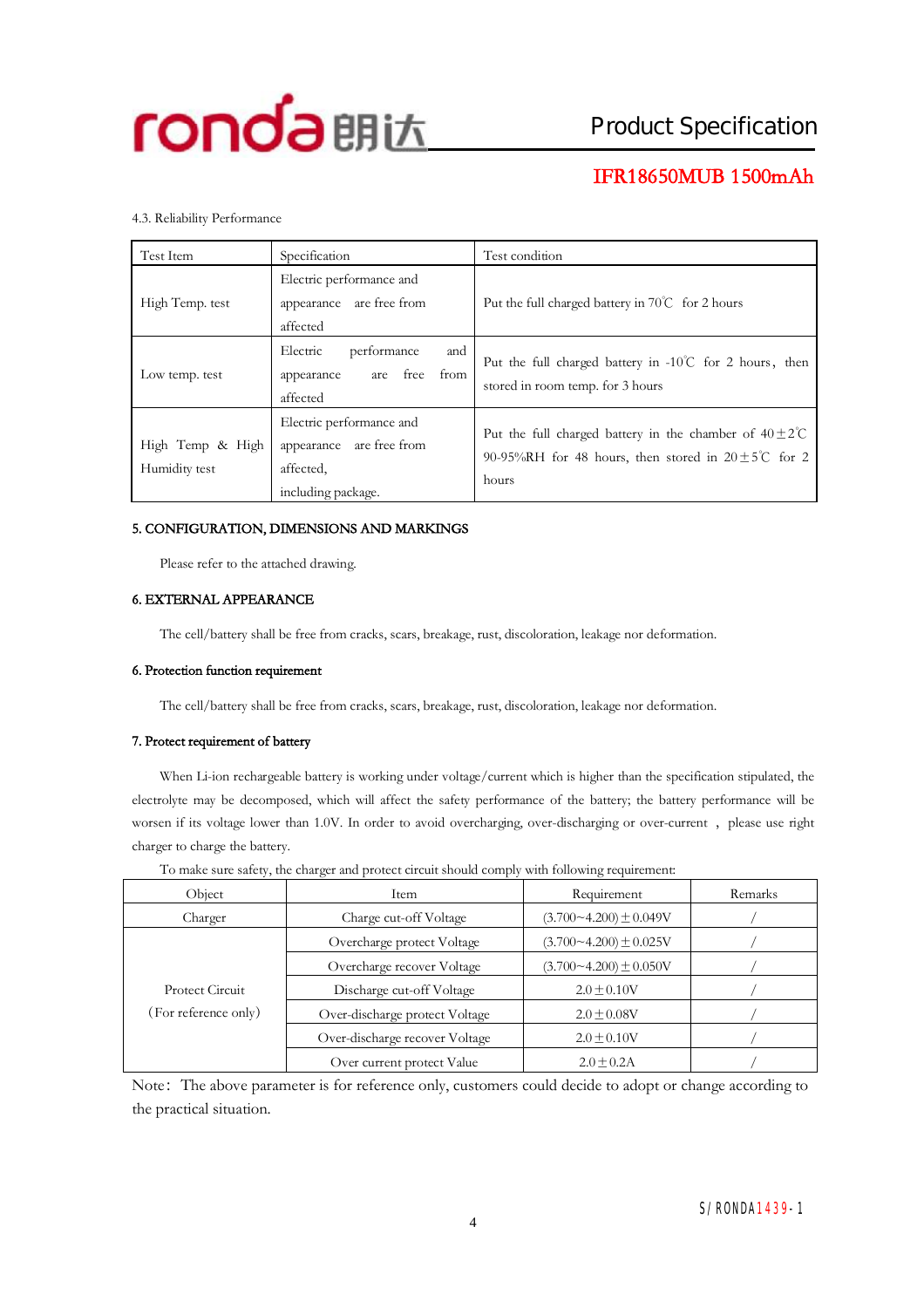4.3. Reliability Performance

| Test Item | Specification | Test condition |
|---|---|---|
| High Temp. test | Electric performance and appearance are free from affected | Put the full charged battery in 70℃ for 2 hours |
| Low temp. test | Electric performance and appearance are free from affected | Put the full charged battery in -10℃ for 2 hours, then stored in room temp. for 3 hours |
| High Temp & High Humidity test | Electric performance and appearance are free from affected, including package. | Put the full charged battery in the chamber of 40±2℃ 90-95%RH for 48 hours, then stored in 20±5℃ for 2 hours |

## 5. CONFIGURATION, DIMENSIONS AND MARKINGS

Please refer to the attached drawing.

## 6. EXTERNAL APPEARANCE

The cell/battery shall be free from cracks, scars, breakage, rust, discoloration, leakage nor deformation.

## 6. Protection function requirement

The cell/battery shall be free from cracks, scars, breakage, rust, discoloration, leakage nor deformation.

## 7. Protect requirement of battery

When Li-ion rechargeable battery is working under voltage/current which is higher than the specification stipulated, the electrolyte may be decomposed, which will affect the safety performance of the battery; the battery performance will be worsen if its voltage lower than 1.0V. In order to avoid overcharging, over-discharging or over-current , please use right charger to charge the battery.

To make sure safety, the charger and protect circuit should comply with following requirement:

| Object | Item | Requirement | Remarks |
|---|---|---|---|
| Charger | Charge cut-off Voltage | (3.700~4.200)±0.049V | / |
| Protect Circuit (For reference only) | Overcharge protect Voltage | (3.700~4.200)±0.025V | / |
| | Overcharge recover Voltage | (3.700~4.200)±0.050V | / |
| | Discharge cut-off Voltage | 2.0±0.10V | / |
| | Over-discharge protect Voltage | 2.0±0.08V | / |
| | Over-discharge recover Voltage | 2.0±0.10V | / |
| | Over current protect Value | 2.0±0.2A | / |

Note: The above parameter is for reference only, customers could decide to adopt or change according to the practical situation.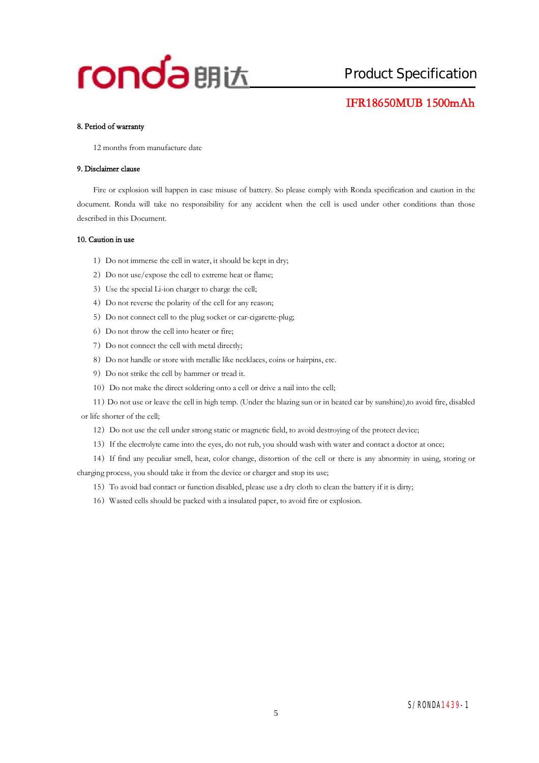## 8. Period of warranty

12 months from manufacture date

## 9. Disclaimer clause

Fire or explosion will happen in case misuse of battery. So please comply with Ronda specification and caution in the document. Ronda will take no responsibility for any accident when the cell is used under other conditions than those described in this Document.

## 10. Caution in use

1）Do not immerse the cell in water, it should be kept in dry;

2）Do not use/expose the cell to extreme heat or flame;

3）Use the special Li-ion charger to charge the cell;

4）Do not reverse the polarity of the cell for any reason;

5）Do not connect cell to the plug socket or car-cigarette-plug;

6）Do not throw the cell into heater or fire;

7）Do not connect the cell with metal directly;

8）Do not handle or store with metallic like necklaces, coins or hairpins, etc.

9）Do not strike the cell by hammer or tread it.

10）Do not make the direct soldering onto a cell or drive a nail into the cell;

11）Do not use or leave the cell in high temp. (Under the blazing sun or in heated car by sunshine),to avoid fire, disabled or life shorter of the cell;

12）Do not use the cell under strong static or magnetic field, to avoid destroying of the protect device;

13）If the electrolyte came into the eyes, do not rub, you should wash with water and contact a doctor at once;

14）If find any peculiar smell, heat, color change, distortion of the cell or there is any abnormity in using, storing or charging process, you should take it from the device or charger and stop its use;

15）To avoid bad contact or function disabled, please use a dry cloth to clean the battery if it is dirty;

16）Wasted cells should be packed with a insulated paper, to avoid fire or explosion.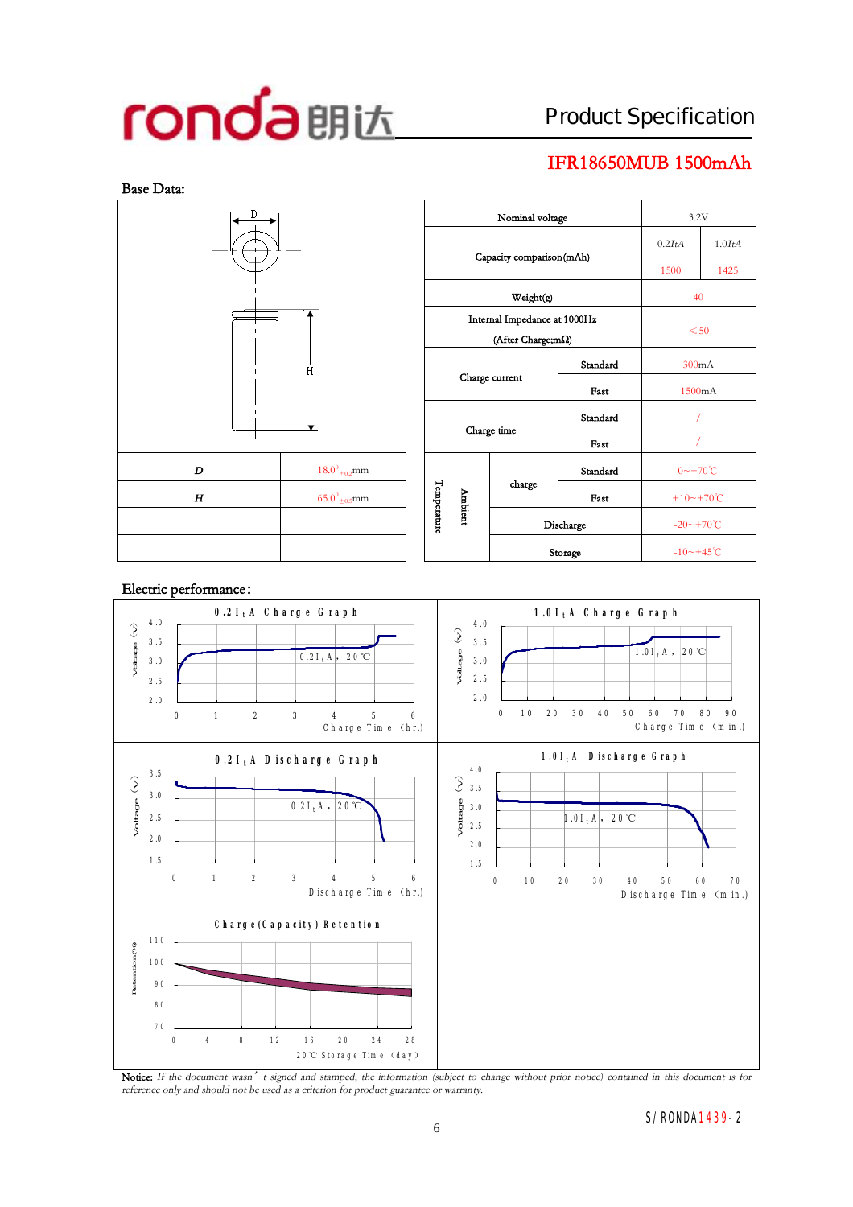## Product Specification

**IFR18650MUB 1500mAh**

### Base Data:

| | |
|---|---|
| *D* | $18.0^{0}_{\pm0.2}$mm |
| *H* | $65.0^{0}_{\pm0.3}$mm |
| | |
| | |

| | | | | |
|---|---|---|---|---|
| Nominal voltage | | | 3.2V | |
| Capacity comparison(mAh) | | | 0.2*ItA* | 1.0*ItA* |
| | | | 1500 | 1425 |
| Weight(g) | | | 40 | |
| Internal Impedance at 1000Hz (After Charge;mΩ) | | | ≤50 | |
| Charge current | | Standard | 300mA | |
| | | Fast | 1500mA | |
| Charge time | | Standard | / | |
| | | Fast | / | |
| Ambient Temperature | charge | Standard | 0~+70℃ | |
| | | Fast | +10~+70℃ | |
| | Discharge | | -20~+70℃ | |
| | Storage | | -10~+45℃ | |

### Electric performance：

**0.2$I_t$A Charge Graph** — Voltage (v) vs. Charge Time (hr.), 0.2$I_t$A, 20℃

**1.0$I_t$A Charge Graph** — Voltage (v) vs. Charge Time (min.), 1.0$I_t$A, 20℃

**0.2$I_t$A Discharge Graph** — Voltage (v) vs. Discharge Time (hr.), 0.2$I_t$A, 20℃

**1.0$I_t$A Discharge Graph** — Voltage (v) vs. Discharge Time (min.), 1.0$I_t$A, 20℃

**Charge(Capacity) Retention** — Retention(%) vs. 20℃ Storage Time (day)

**Notice:** *If the document wasn't signed and stamped, the information (subject to change without prior notice) contained in this document is for reference only and should not be used as a criterion for product guarantee or warranty.*

S/RONDA1439-2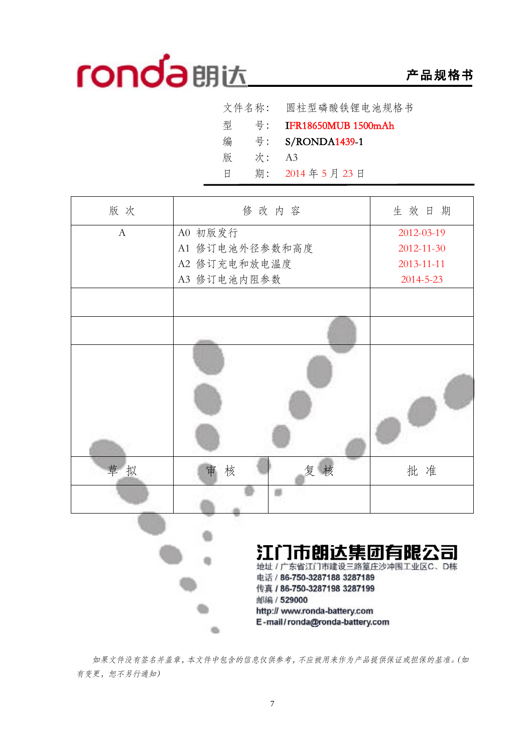ronda朗达 **产品规格书**

文件名称： 圆柱型磷酸铁锂电池规格书

型　　号： IFR18650MUB 1500mAh

编　　号： S/RONDA1439-1

版　　次： A3

日　　期： 2014 年 5 月 23 日

| 版 次 | 修 改 内 容 | | 生 效 日 期 |
|---|---|---|---|
| A | A0 初版发行<br>A1 修订电池外径参数和高度<br>A2 修订充电和放电温度<br>A3 修订电池内阻参数 | | 2012-03-19<br>2012-11-30<br>2013-11-11<br>2014-5-23 |
| | | | |
| | | | |
| | | | |
| 草 拟 | 审 核 | 复 核 | 批 准 |
| | | | |

**江门市朗达集团有限公司**

地址 / 广东省江门市建设三路篁庄沙冲围工业区C、D栋

电话 / 86-750-3287188 3287189

传真 / 86-750-3287198 3287199

邮编 / 529000

http:// www.ronda-battery.com

E-mail / ronda@ronda-battery.com

*如果文件没有签名并盖章，本文件中包含的信息仅供参考，不应被用来作为产品提供保证或担保的基准。(如有变更，恕不另行通知)*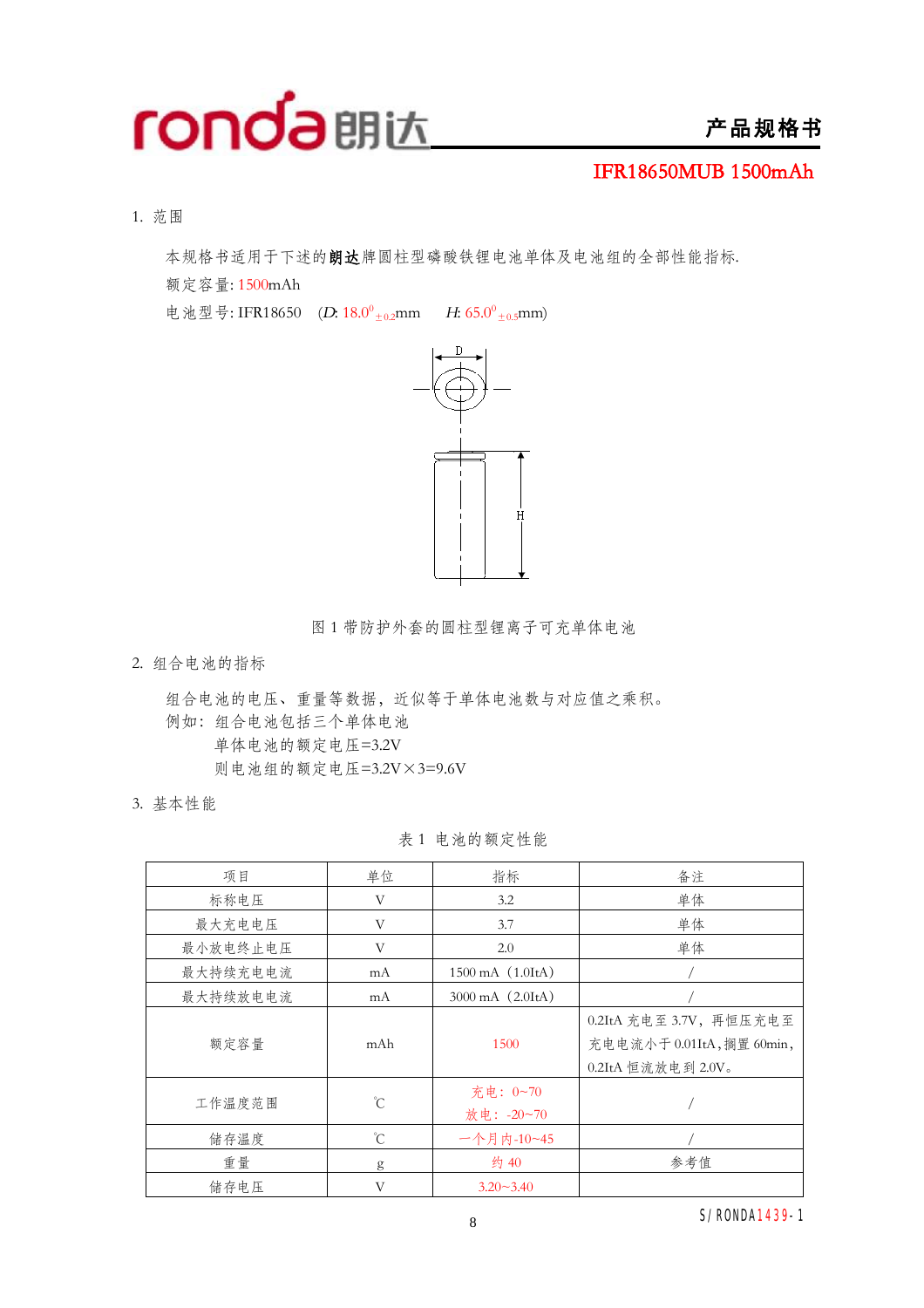产品规格书

IFR18650MUB 1500mAh

1. 范围

本规格书适用于下述的**朗达**牌圆柱型磷酸铁锂电池单体及电池组的全部性能指标.

额定容量: 1500mAh

电池型号: IFR18650 ($D$: $18.0^{0}_{\pm 0.2}$mm $H$: $65.0^{0}_{\pm 0.5}$mm)

图 1 带防护外套的圆柱型锂离子可充单体电池

2. 组合电池的指标

组合电池的电压、重量等数据，近似等于单体电池数与对应值之乘积。

例如：组合电池包括三个单体电池

单体电池的额定电压=3.2V

则电池组的额定电压=3.2V×3=9.6V

3. 基本性能

表 1 电池的额定性能

| 项目 | 单位 | 指标 | 备注 |
|---|---|---|---|
| 标称电压 | V | 3.2 | 单体 |
| 最大充电电压 | V | 3.7 | 单体 |
| 最小放电终止电压 | V | 2.0 | 单体 |
| 最大持续充电电流 | mA | 1500 mA（1.0ItA） | / |
| 最大持续放电电流 | mA | 3000 mA（2.0ItA） | / |
| 额定容量 | mAh | 1500 | 0.2ItA 充电至 3.7V，再恒压充电至充电电流小于 0.01ItA，搁置 60min，0.2ItA 恒流放电到 2.0V。 |
| 工作温度范围 | ℃ | 充电：0~70<br>放电：-20~70 | / |
| 储存温度 | ℃ | 一个月内-10~45 | / |
| 重量 | g | 约 40 | 参考值 |
| 储存电压 | V | 3.20~3.40 | |

S/RONDA1439-1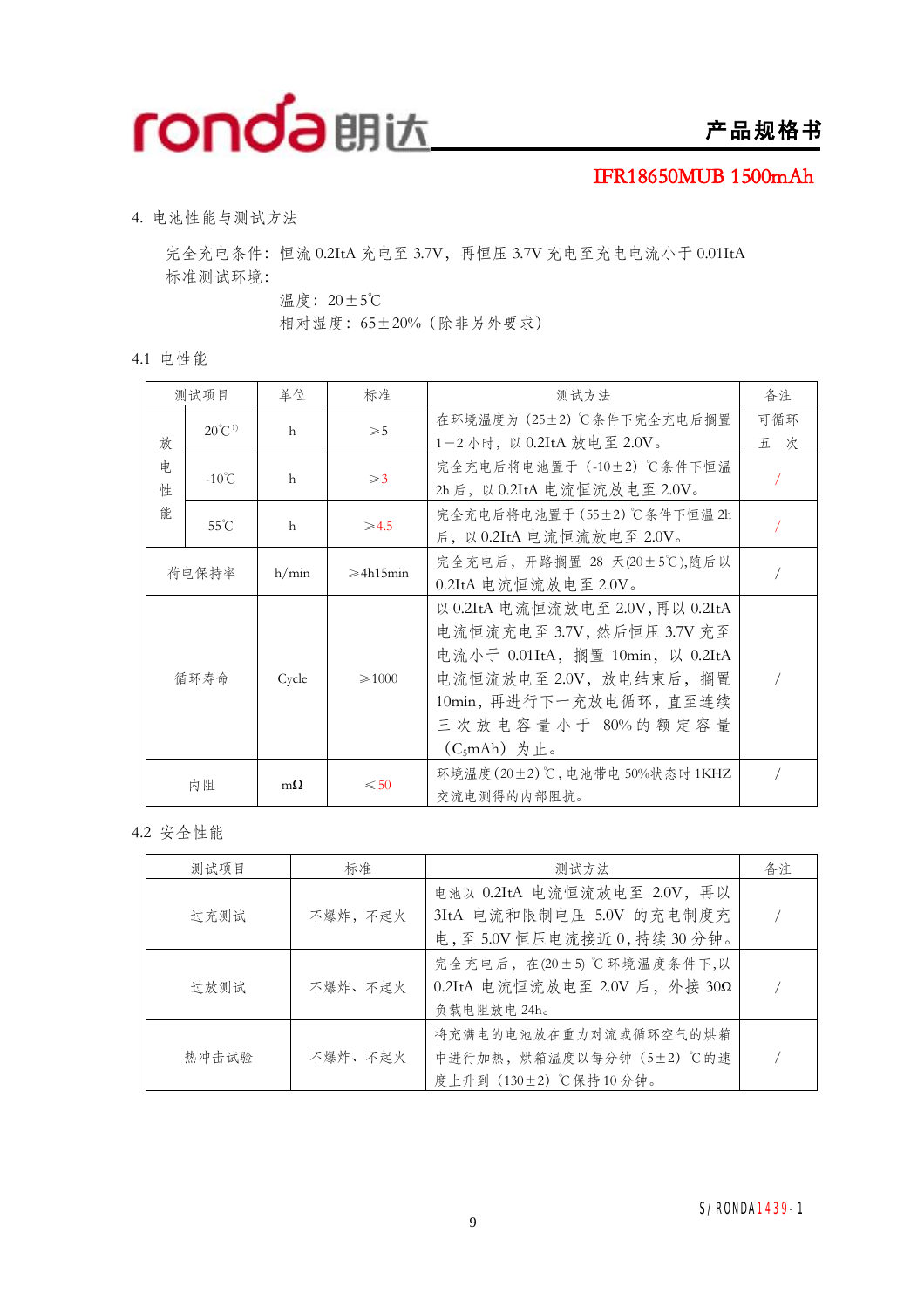IFR18650MUB 1500mAh

4. 电池性能与测试方法

完全充电条件：恒流 0.2ItA 充电至 3.7V，再恒压 3.7V 充电至充电电流小于 0.01ItA
标准测试环境：

温度：20±5℃
相对湿度：65±20%（除非另外要求）

4.1 电性能

| 测试项目 | | 单位 | 标准 | 测试方法 | 备注 |
|---|---|---|---|---|---|
| 放电性能 | 20℃[1] | h | ≥5 | 在环境温度为（25±2）℃条件下完全充电后搁置1—2小时，以 0.2ItA 放电至 2.0V。 | 可循环五 次 |
| | -10℃ | h | ≥3 | 完全充电后将电池置于（-10±2）℃条件下恒温2h后，以 0.2ItA 电流恒流放电至 2.0V。 | / |
| | 55℃ | h | ≥4.5 | 完全充电后将电池置于（55±2）℃条件下恒温 2h 后，以 0.2ItA 电流恒流放电至 2.0V。 | / |
| 荷电保持率 | | h/min | ≥4h15min | 完全充电后，开路搁置 28 天(20±5℃),随后以 0.2ItA 电流恒流放电至 2.0V。 | / |
| 循环寿命 | | Cycle | ≥1000 | 以 0.2ItA 电流恒流放电至 2.0V，再以 0.2ItA 电流恒流充电至 3.7V，然后恒压 3.7V 充至电流小于 0.01ItA，搁置 10min，以 0.2ItA 电流恒流放电至 2.0V，放电结束后，搁置 10min，再进行下一充放电循环，直至连续三次放电容量小于 80%的额定容量（$C_5$mAh）为止。 | / |
| 内阻 | | mΩ | ≤50 | 环境温度(20±2)℃，电池带电 50%状态时 1KHZ 交流电测得的内部阻抗。 | / |

4.2 安全性能

| 测试项目 | 标准 | 测试方法 | 备注 |
|---|---|---|---|
| 过充测试 | 不爆炸，不起火 | 电池以 0.2ItA 电流恒流放电至 2.0V，再以 3ItA 电流和限制电压 5.0V 的充电制度充电，至 5.0V 恒压电流接近 0，持续 30 分钟。 | / |
| 过放测试 | 不爆炸、不起火 | 完全充电后，在(20±5)℃环境温度条件下，以 0.2ItA 电流恒流放电至 2.0V 后，外接 30Ω 负载电阻放电 24h。 | / |
| 热冲击试验 | 不爆炸、不起火 | 将充满电的电池放在重力对流或循环空气的烘箱中进行加热，烘箱温度以每分钟（5±2）℃的速度上升到（130±2）℃保持 10 分钟。 | / |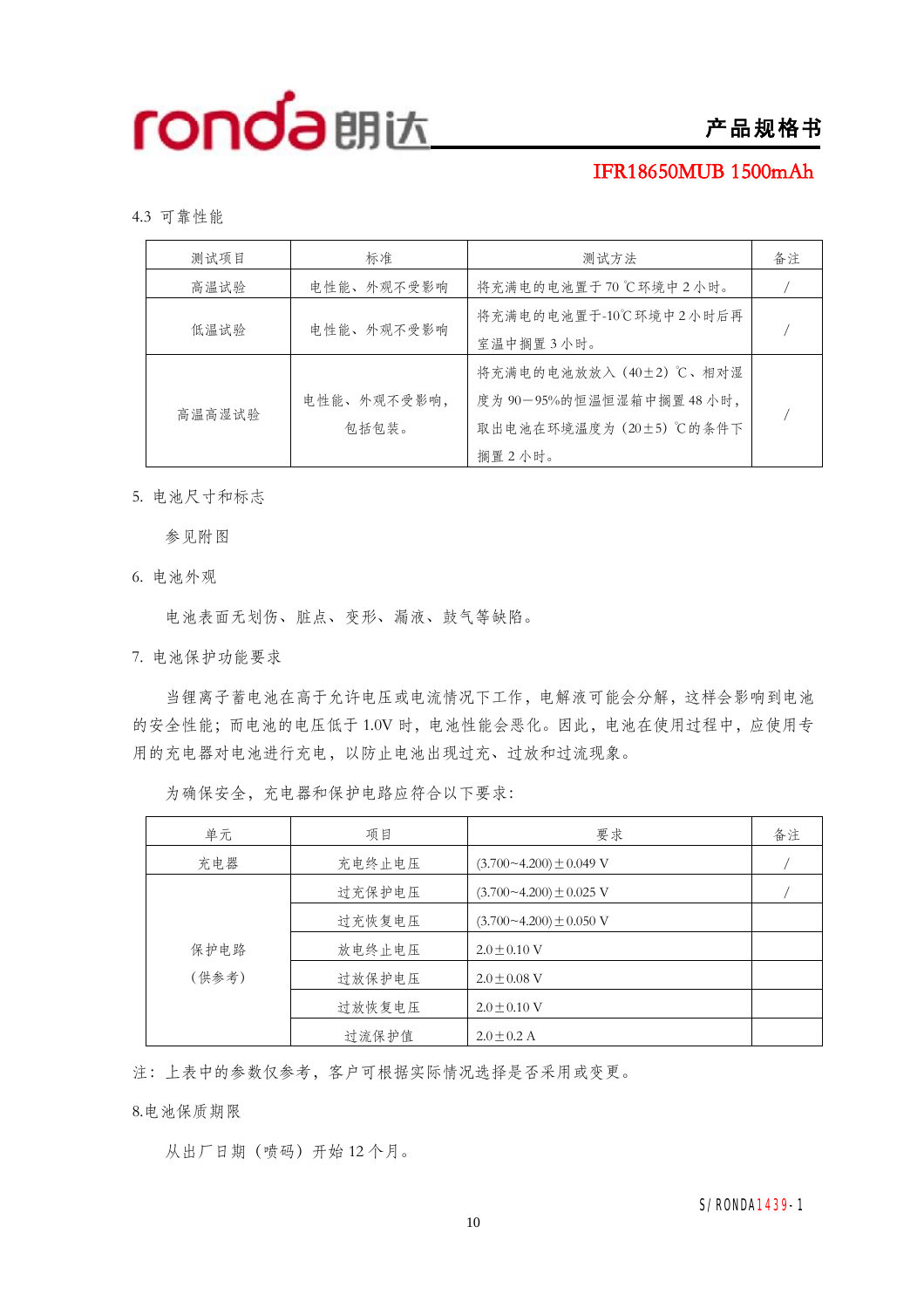4.3 可靠性能

| 测试项目 | 标准 | 测试方法 | 备注 |
|---|---|---|---|
| 高温试验 | 电性能、外观不受影响 | 将充满电的电池置于 70 ℃环境中 2 小时。 | / |
| 低温试验 | 电性能、外观不受影响 | 将充满电的电池置于-10℃环境中 2 小时后再室温中搁置 3 小时。 | / |
| 高温高湿试验 | 电性能、外观不受影响，包括包装。 | 将充满电的电池放入（40±2）℃、相对湿度为 90－95%的恒温恒湿箱中搁置 48 小时，取出电池在环境温度为（20±5）℃的条件下搁置 2 小时。 | / |

5. 电池尺寸和标志

参见附图

6. 电池外观

电池表面无划伤、脏点、变形、漏液、鼓气等缺陷。

7. 电池保护功能要求

当锂离子蓄电池在高于允许电压或电流情况下工作，电解液可能会分解，这样会影响到电池的安全性能；而电池的电压低于 1.0V 时，电池性能会恶化。因此，电池在使用过程中，应使用专用的充电器对电池进行充电，以防止电池出现过充、过放和过流现象。

为确保安全，充电器和保护电路应符合以下要求：

| 单元 | 项目 | 要求 | 备注 |
|---|---|---|---|
| 充电器 | 充电终止电压 | (3.700~4.200)±0.049 V | / |
| 保护电路（供参考） | 过充保护电压 | (3.700~4.200)±0.025 V | / |
| | 过充恢复电压 | (3.700~4.200)±0.050 V | |
| | 放电终止电压 | 2.0±0.10 V | |
| | 过放保护电压 | 2.0±0.08 V | |
| | 过放恢复电压 | 2.0±0.10 V | |
| | 过流保护值 | 2.0±0.2 A | |

注：上表中的参数仅参考，客户可根据实际情况选择是否采用或变更。

8.电池保质期限

从出厂日期（喷码）开始 12 个月。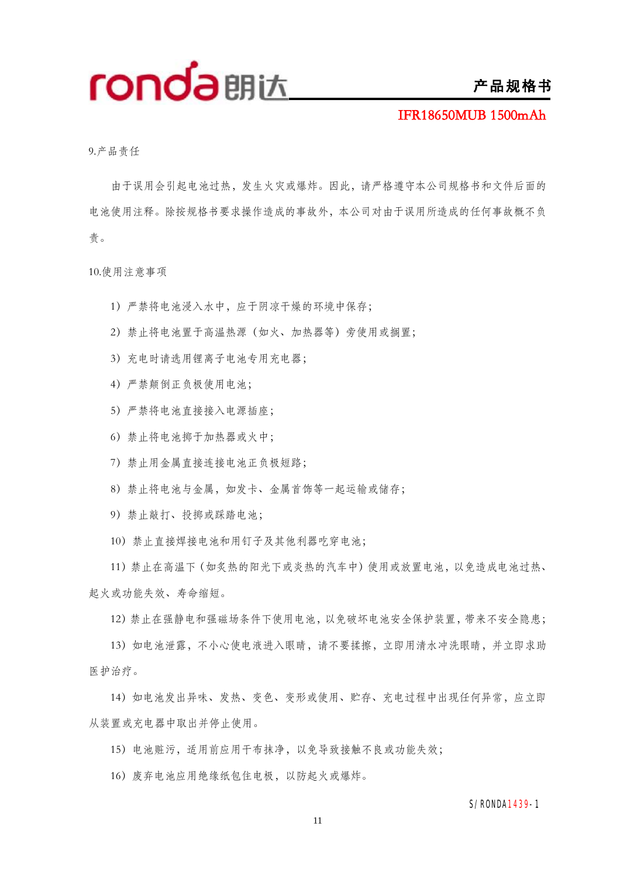9.产品责任

由于误用会引起电池过热，发生火灾或爆炸。因此，请严格遵守本公司规格书和文件后面的电池使用注释。除按规格书要求操作造成的事故外，本公司对由于误用所造成的任何事故概不负责。

10.使用注意事项

1）严禁将电池浸入水中，应于阴凉干燥的环境中保存；

2）禁止将电池置于高温热源（如火、加热器等）旁使用或搁置；

3）充电时请选用锂离子电池专用充电器；

4）严禁颠倒正负极使用电池；

5）严禁将电池直接接入电源插座；

6）禁止将电池掷于加热器或火中；

7）禁止用金属直接连接电池正负极短路；

8）禁止将电池与金属，如发卡、金属首饰等一起运输或储存；

9）禁止敲打、投掷或踩踏电池；

10）禁止直接焊接电池和用钉子及其他利器吃穿电池；

11）禁止在高温下（如炙热的阳光下或炎热的汽车中）使用或放置电池，以免造成电池过热、起火或功能失效、寿命缩短。

12）禁止在强静电和强磁场条件下使用电池，以免破坏电池安全保护装置，带来不安全隐患；

13）如电池泄露，不小心使电液进入眼睛，请不要揉擦，立即用清水冲洗眼睛，并立即求助医护治疗。

14）如电池发出异味、发热、变色、变形或使用、贮存、充电过程中出现任何异常，应立即从装置或充电器中取出并停止使用。

15）电池赃污，适用前应用干布抹净，以免导致接触不良或功能失效；

16）废弃电池应用绝缘纸包住电极，以防起火或爆炸。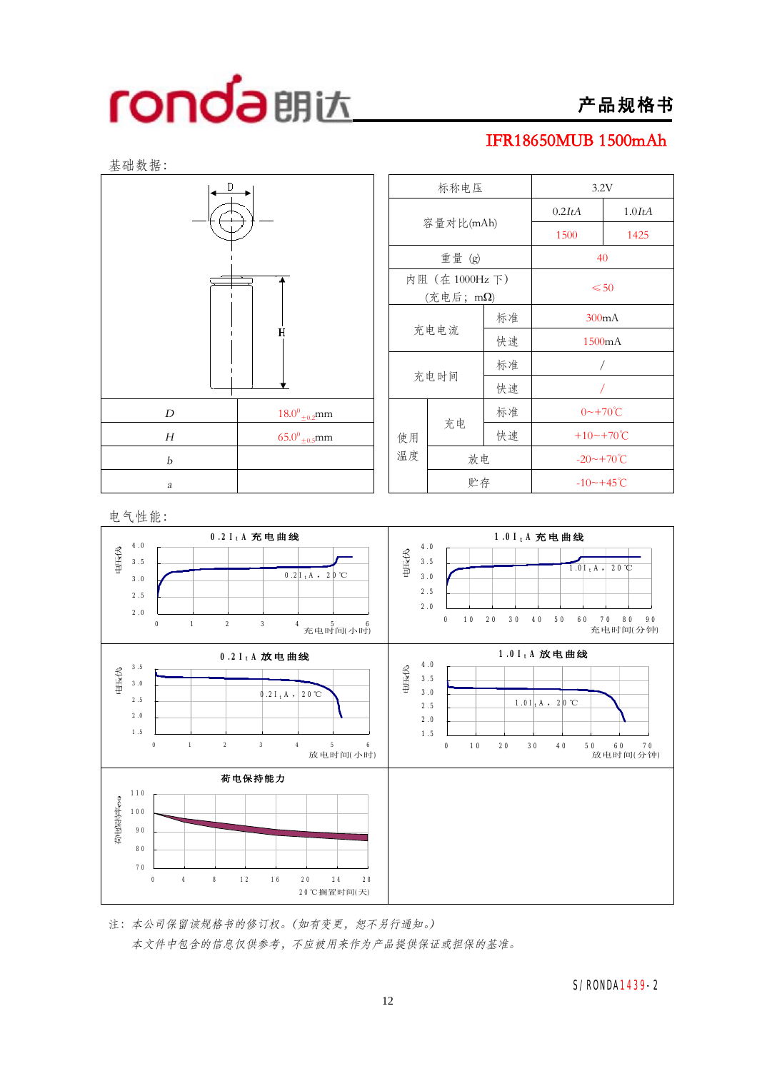ronda朗达 **产品规格书**

## IFR18650MUB 1500mAh

基础数据：

D

H

| | | | | | | |
|---|---|---|---|---|---|---|
| $D$ | $18.0^{0}_{\pm0.2}$mm | 标称电压 | | | 3.2V | |
| $H$ | $65.0^{0}_{\pm0.5}$mm | 容量对比(mAh) | | | 0.2$I_tA$ | 1.0$I_tA$ |
| | | | | | 1500 | 1425 |
| $b$ | | 重量 (g) | | | 40 | |
| $a$ | | 内阻（在 1000Hz 下）(充电后；mΩ) | | | ≤50 | |
| | | 充电电流 | | 标准 | 300mA | |
| | | | | 快速 | 1500mA | |
| | | 充电时间 | | 标准 | / | |
| | | | | 快速 | / | |
| | | 使用温度 | 充电 | 标准 | 0~+70℃ | |
| | | | | 快速 | +10~+70℃ | |
| | | | 放电 | | -20~+70℃ | |
| | | | 贮存 | | -10~+45℃ | |

电气性能：

0.2 $I_t$A 充电曲线
电压(V)
4.0 3.5 3.0 2.5 2.0
0 1 2 3 4 5 6
0.2$I_t$A，20℃
充电时间(小时)

1.0 $I_t$A 充电曲线
电压(V)
4.0 3.5 3.0 2.5 2.0
0 10 20 30 40 50 60 70 80 90
1.0$I_t$A，20℃
充电时间(分钟)

0.2 $I_t$A 放电曲线
电压(V)
3.5 3.0 2.5 2.0 1.5
0 1 2 3 4 5 6
0.2$I_t$A，20℃
放电时间(小时)

1.0 $I_t$A 放电曲线
电压(V)
4.0 3.5 3.0 2.5 2.0 1.5
0 10 20 30 40 50 60 70
1.0$I_t$A，20℃
放电时间(分钟)

荷电保持能力
荷电保持率(%)
110 100 90 80 70
0 4 8 12 16 20 24 28
20℃搁置时间(天)

注：本公司保留该规格书的修订权。(如有变更，恕不另行通知。)

本文件中包含的信息仅供参考，不应被用来作为产品提供保证或担保的基准。

S/RONDA1439-2